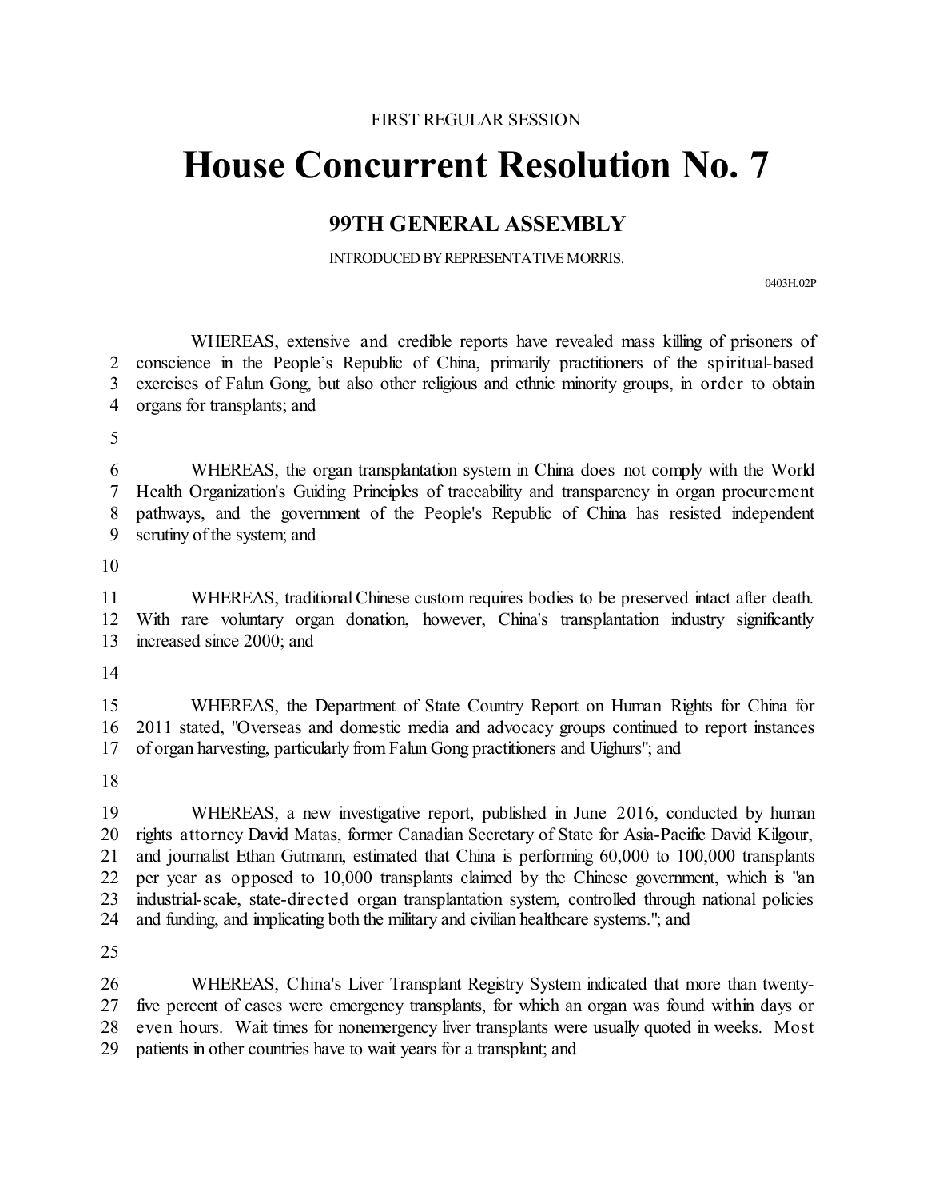FIRST REGULAR SESSION

# House Concurrent Resolution No. 7

## 99TH GENERAL ASSEMBLY

INTRODUCED BY REPRESENTATIVE MORRIS.

0403H.02P

WHEREAS, extensive and credible reports have revealed mass killing of prisoners of conscience in the People's Republic of China, primarily practitioners of the spiritual-based exercises of Falun Gong, but also other religious and ethnic minority groups, in order to obtain organs for transplants; and

WHEREAS, the organ transplantation system in China does not comply with the World Health Organization's Guiding Principles of traceability and transparency in organ procurement pathways, and the government of the People's Republic of China has resisted independent scrutiny of the system; and

WHEREAS, traditional Chinese custom requires bodies to be preserved intact after death. With rare voluntary organ donation, however, China's transplantation industry significantly increased since 2000; and

WHEREAS, the Department of State Country Report on Human Rights for China for 2011 stated, "Overseas and domestic media and advocacy groups continued to report instances of organ harvesting, particularly from Falun Gong practitioners and Uighurs"; and

WHEREAS, a new investigative report, published in June 2016, conducted by human rights attorney David Matas, former Canadian Secretary of State for Asia-Pacific David Kilgour, and journalist Ethan Gutmann, estimated that China is performing 60,000 to 100,000 transplants per year as opposed to 10,000 transplants claimed by the Chinese government, which is "an industrial-scale, state-directed organ transplantation system, controlled through national policies and funding, and implicating both the military and civilian healthcare systems."; and

WHEREAS, China's Liver Transplant Registry System indicated that more than twenty-five percent of cases were emergency transplants, for which an organ was found within days or even hours. Wait times for nonemergency liver transplants were usually quoted in weeks. Most patients in other countries have to wait years for a transplant; and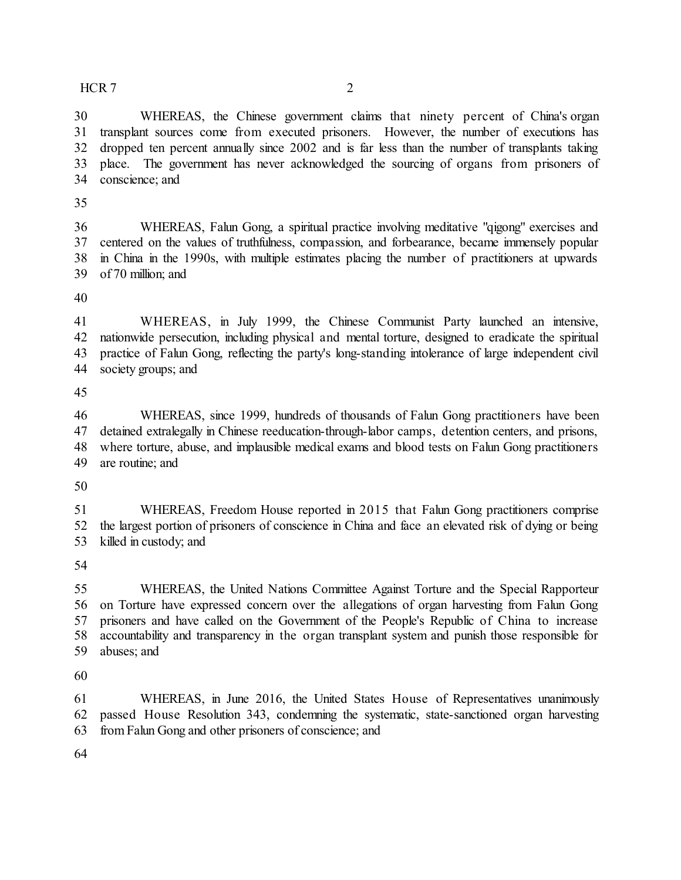WHEREAS, the Chinese government claims that ninety percent of China's organ transplant sources come from executed prisoners. However, the number of executions has dropped ten percent annually since 2002 and is far less than the number of transplants taking place. The government has never acknowledged the sourcing of organs from prisoners of conscience; and

WHEREAS, Falun Gong, a spiritual practice involving meditative "qigong" exercises and centered on the values of truthfulness, compassion, and forbearance, became immensely popular in China in the 1990s, with multiple estimates placing the number of practitioners at upwards of 70 million; and

WHEREAS, in July 1999, the Chinese Communist Party launched an intensive, nationwide persecution, including physical and mental torture, designed to eradicate the spiritual practice of Falun Gong, reflecting the party's long-standing intolerance of large independent civil society groups; and

WHEREAS, since 1999, hundreds of thousands of Falun Gong practitioners have been detained extralegally in Chinese reeducation-through-labor camps, detention centers, and prisons, where torture, abuse, and implausible medical exams and blood tests on Falun Gong practitioners are routine; and

WHEREAS, Freedom House reported in 2015 that Falun Gong practitioners comprise the largest portion of prisoners of conscience in China and face an elevated risk of dying or being killed in custody; and

WHEREAS, the United Nations Committee Against Torture and the Special Rapporteur on Torture have expressed concern over the allegations of organ harvesting from Falun Gong prisoners and have called on the Government of the People's Republic of China to increase accountability and transparency in the organ transplant system and punish those responsible for abuses; and

WHEREAS, in June 2016, the United States House of Representatives unanimously passed House Resolution 343, condemning the systematic, state-sanctioned organ harvesting from Falun Gong and other prisoners of conscience; and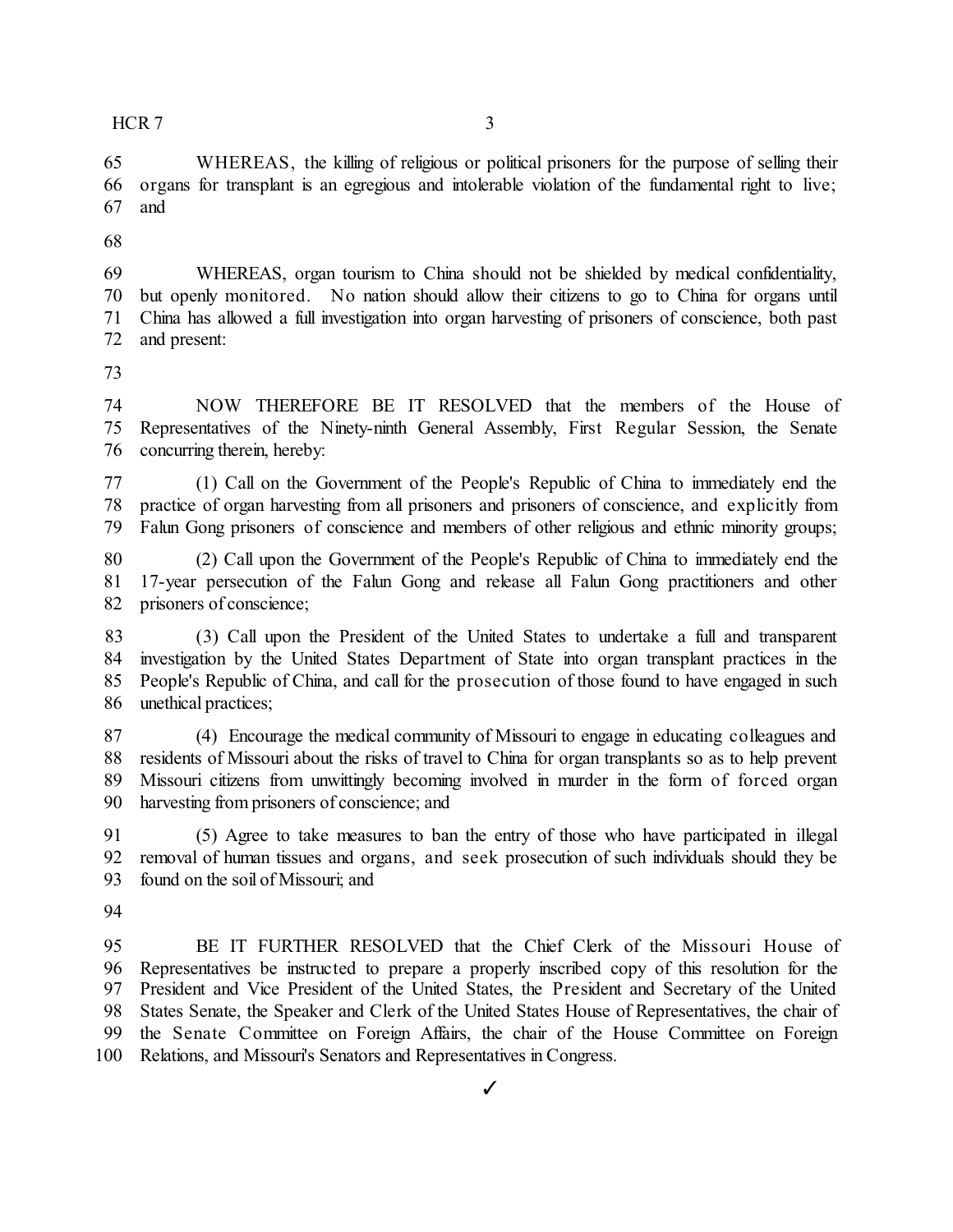WHEREAS, the killing of religious or political prisoners for the purpose of selling their organs for transplant is an egregious and intolerable violation of the fundamental right to live; and

WHEREAS, organ tourism to China should not be shielded by medical confidentiality, but openly monitored. No nation should allow their citizens to go to China for organs until China has allowed a full investigation into organ harvesting of prisoners of conscience, both past and present:

NOW THEREFORE BE IT RESOLVED that the members of the House of Representatives of the Ninety-ninth General Assembly, First Regular Session, the Senate concurring therein, hereby:

(1) Call on the Government of the People's Republic of China to immediately end the practice of organ harvesting from all prisoners and prisoners of conscience, and explicitly from Falun Gong prisoners of conscience and members of other religious and ethnic minority groups;

(2) Call upon the Government of the People's Republic of China to immediately end the 17-year persecution of the Falun Gong and release all Falun Gong practitioners and other prisoners of conscience;

(3) Call upon the President of the United States to undertake a full and transparent investigation by the United States Department of State into organ transplant practices in the People's Republic of China, and call for the prosecution of those found to have engaged in such unethical practices;

(4) Encourage the medical community of Missouri to engage in educating colleagues and residents of Missouri about the risks of travel to China for organ transplants so as to help prevent Missouri citizens from unwittingly becoming involved in murder in the form of forced organ harvesting from prisoners of conscience; and

(5) Agree to take measures to ban the entry of those who have participated in illegal removal of human tissues and organs, and seek prosecution of such individuals should they be found on the soil of Missouri; and

BE IT FURTHER RESOLVED that the Chief Clerk of the Missouri House of Representatives be instructed to prepare a properly inscribed copy of this resolution for the President and Vice President of the United States, the President and Secretary of the United States Senate, the Speaker and Clerk of the United States House of Representatives, the chair of the Senate Committee on Foreign Affairs, the chair of the House Committee on Foreign Relations, and Missouri's Senators and Representatives in Congress.

✓